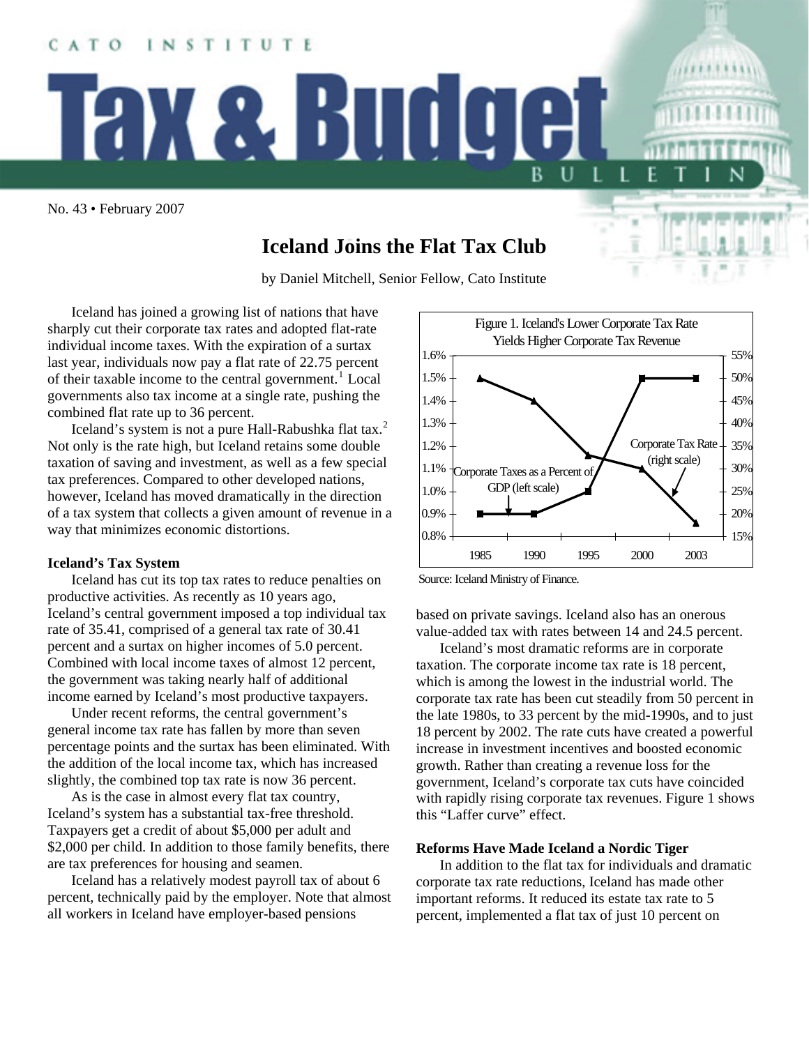CATO INSTITUTE

# Tax & Budget BULLETIN

No. 43 • February 2007

## Iceland Joins the Flat Tax Club

by Daniel Mitchell, Senior Fellow, Cato Institute

Iceland has joined a growing list of nations that have sharply cut their corporate tax rates and adopted flat-rate individual income taxes. With the expiration of a surtax last year, individuals now pay a flat rate of 22.75 percent of their taxable income to the central government.[1] Local governments also tax income at a single rate, pushing the combined flat rate up to 36 percent.

Iceland's system is not a pure Hall-Rabushka flat tax.[2] Not only is the rate high, but Iceland retains some double taxation of saving and investment, as well as a few special tax preferences. Compared to other developed nations, however, Iceland has moved dramatically in the direction of a tax system that collects a given amount of revenue in a way that minimizes economic distortions.

### Iceland's Tax System

Iceland has cut its top tax rates to reduce penalties on productive activities. As recently as 10 years ago, Iceland's central government imposed a top individual tax rate of 35.41, comprised of a general tax rate of 30.41 percent and a surtax on higher incomes of 5.0 percent. Combined with local income taxes of almost 12 percent, the government was taking nearly half of additional income earned by Iceland's most productive taxpayers.

Under recent reforms, the central government's general income tax rate has fallen by more than seven percentage points and the surtax has been eliminated. With the addition of the local income tax, which has increased slightly, the combined top tax rate is now 36 percent.

As is the case in almost every flat tax country, Iceland's system has a substantial tax-free threshold. Taxpayers get a credit of about $5,000 per adult and $2,000 per child. In addition to those family benefits, there are tax preferences for housing and seamen.

Iceland has a relatively modest payroll tax of about 6 percent, technically paid by the employer. Note that almost all workers in Iceland have employer-based pensions based on private savings. Iceland also has an onerous value-added tax with rates between 14 and 24.5 percent.

Figure 1. Iceland's Lower Corporate Tax Rate Yields Higher Corporate Tax Revenue

| Year | Corporate Taxes as a Percent of GDP (left scale) | Corporate Tax Rate (right scale) |
|---|---|---|
| 1985 | 0.9% | 50% |
| 1990 | 0.9% | 45% |
| 1995 | 1.0% | 33% |
| 2000 | 1.5% | 30% |
| 2003 | 1.5% | 18% |

Source: Iceland Ministry of Finance.

Iceland's most dramatic reforms are in corporate taxation. The corporate income tax rate is 18 percent, which is among the lowest in the industrial world. The corporate tax rate has been cut steadily from 50 percent in the late 1980s, to 33 percent by the mid-1990s, and to just 18 percent by 2002. The rate cuts have created a powerful increase in investment incentives and boosted economic growth. Rather than creating a revenue loss for the government, Iceland's corporate tax cuts have coincided with rapidly rising corporate tax revenues. Figure 1 shows this "Laffer curve" effect.

### Reforms Have Made Iceland a Nordic Tiger

In addition to the flat tax for individuals and dramatic corporate tax rate reductions, Iceland has made other important reforms. It reduced its estate tax rate to 5 percent, implemented a flat tax of just 10 percent on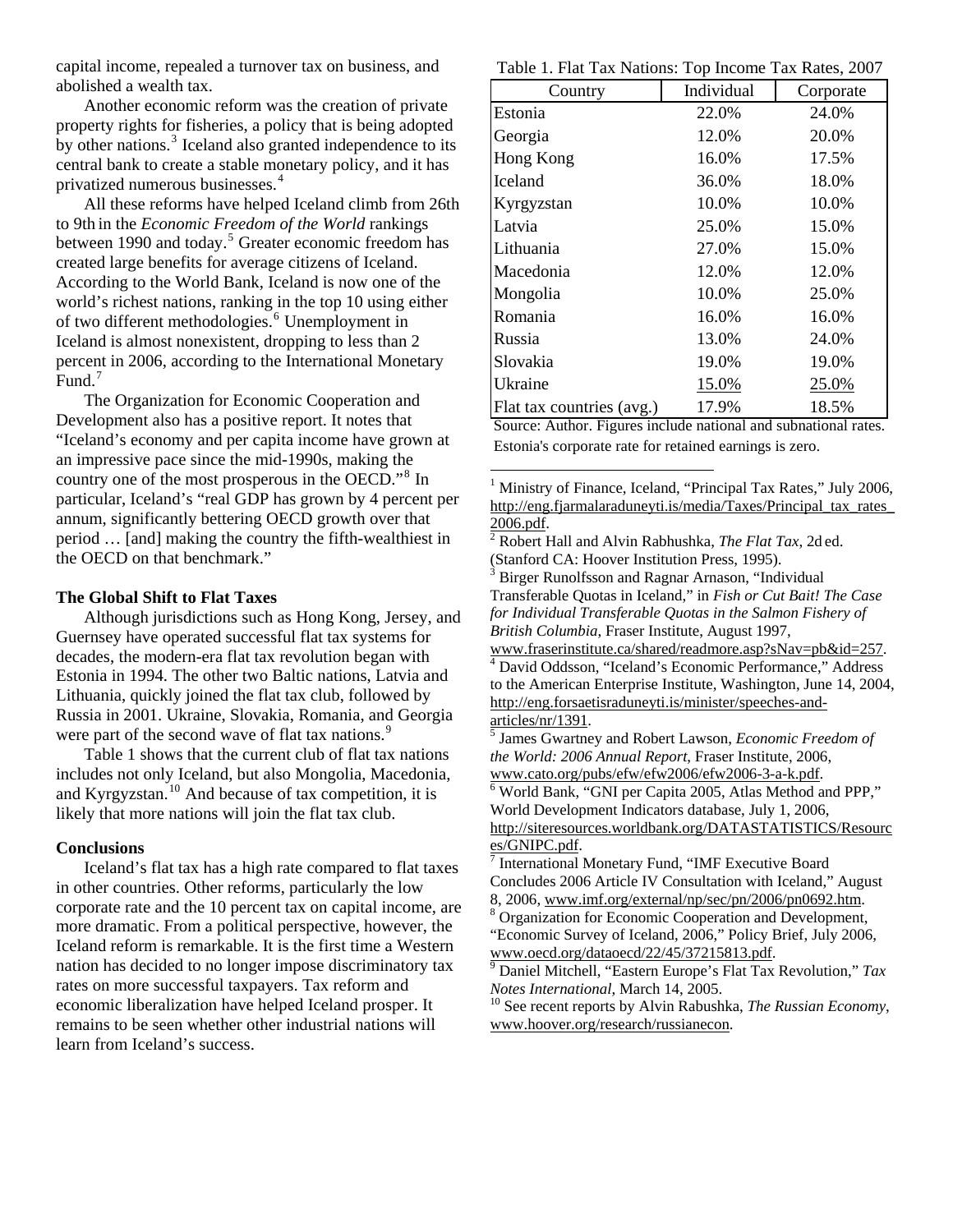capital income, repealed a turnover tax on business, and abolished a wealth tax.

Another economic reform was the creation of private property rights for fisheries, a policy that is being adopted by other nations.[3] Iceland also granted independence to its central bank to create a stable monetary policy, and it has privatized numerous businesses.[4]

All these reforms have helped Iceland climb from 26th to 9th in the *Economic Freedom of the World* rankings between 1990 and today.[5] Greater economic freedom has created large benefits for average citizens of Iceland. According to the World Bank, Iceland is now one of the world's richest nations, ranking in the top 10 using either of two different methodologies.[6] Unemployment in Iceland is almost nonexistent, dropping to less than 2 percent in 2006, according to the International Monetary Fund.[7]

The Organization for Economic Cooperation and Development also has a positive report. It notes that "Iceland's economy and per capita income have grown at an impressive pace since the mid-1990s, making the country one of the most prosperous in the OECD."[8] In particular, Iceland's "real GDP has grown by 4 percent per annum, significantly bettering OECD growth over that period … [and] making the country the fifth-wealthiest in the OECD on that benchmark."

**The Global Shift to Flat Taxes**

Although jurisdictions such as Hong Kong, Jersey, and Guernsey have operated successful flat tax systems for decades, the modern-era flat tax revolution began with Estonia in 1994. The other two Baltic nations, Latvia and Lithuania, quickly joined the flat tax club, followed by Russia in 2001. Ukraine, Slovakia, Romania, and Georgia were part of the second wave of flat tax nations.[9]

Table 1 shows that the current club of flat tax nations includes not only Iceland, but also Mongolia, Macedonia, and Kyrgyzstan.[10] And because of tax competition, it is likely that more nations will join the flat tax club.

**Conclusions**

Iceland's flat tax has a high rate compared to flat taxes in other countries. Other reforms, particularly the low corporate rate and the 10 percent tax on capital income, are more dramatic. From a political perspective, however, the Iceland reform is remarkable. It is the first time a Western nation has decided to no longer impose discriminatory tax rates on more successful taxpayers. Tax reform and economic liberalization have helped Iceland prosper. It remains to be seen whether other industrial nations will learn from Iceland's success.

Table 1. Flat Tax Nations: Top Income Tax Rates, 2007

| Country | Individual | Corporate |
|---|---|---|
| Estonia | 22.0% | 24.0% |
| Georgia | 12.0% | 20.0% |
| Hong Kong | 16.0% | 17.5% |
| Iceland | 36.0% | 18.0% |
| Kyrgyzstan | 10.0% | 10.0% |
| Latvia | 25.0% | 15.0% |
| Lithuania | 27.0% | 15.0% |
| Macedonia | 12.0% | 12.0% |
| Mongolia | 10.0% | 25.0% |
| Romania | 16.0% | 16.0% |
| Russia | 13.0% | 24.0% |
| Slovakia | 19.0% | 19.0% |
| Ukraine | 15.0% | 25.0% |
| Flat tax countries (avg.) | 17.9% | 18.5% |

Source: Author. Figures include national and subnational rates. Estonia's corporate rate for retained earnings is zero.

---

[1] Ministry of Finance, Iceland, "Principal Tax Rates," July 2006, http://eng.fjarmalaraduneyti.is/media/Taxes/Principal_tax_rates_2006.pdf.

[2] Robert Hall and Alvin Rabhushka, *The Flat Tax*, 2d ed. (Stanford CA: Hoover Institution Press, 1995).

[3] Birger Runolfsson and Ragnar Arnason, "Individual Transferable Quotas in Iceland," in *Fish or Cut Bait! The Case for Individual Transferable Quotas in the Salmon Fishery of British Columbia*, Fraser Institute, August 1997, www.fraserinstitute.ca/shared/readmore.asp?sNav=pb&id=257.

[4] David Oddsson, "Iceland's Economic Performance," Address to the American Enterprise Institute, Washington, June 14, 2004, http://eng.forsaetisraduneyti.is/minister/speeches-and-articles/nr/1391.

[5] James Gwartney and Robert Lawson, *Economic Freedom of the World: 2006 Annual Report*, Fraser Institute, 2006, www.cato.org/pubs/efw/efw2006/efw2006-3-a-k.pdf.

[6] World Bank, "GNI per Capita 2005, Atlas Method and PPP," World Development Indicators database, July 1, 2006, http://siteresources.worldbank.org/DATASTATISTICS/Resources/GNIPC.pdf.

[7] International Monetary Fund, "IMF Executive Board Concludes 2006 Article IV Consultation with Iceland," August 8, 2006, www.imf.org/external/np/sec/pn/2006/pn0692.htm.

[8] Organization for Economic Cooperation and Development, "Economic Survey of Iceland, 2006," Policy Brief, July 2006, www.oecd.org/dataoecd/22/45/37215813.pdf.

[9] Daniel Mitchell, "Eastern Europe's Flat Tax Revolution," *Tax Notes International*, March 14, 2005.

[10] See recent reports by Alvin Rabushka, *The Russian Economy*, www.hoover.org/research/russianecon.